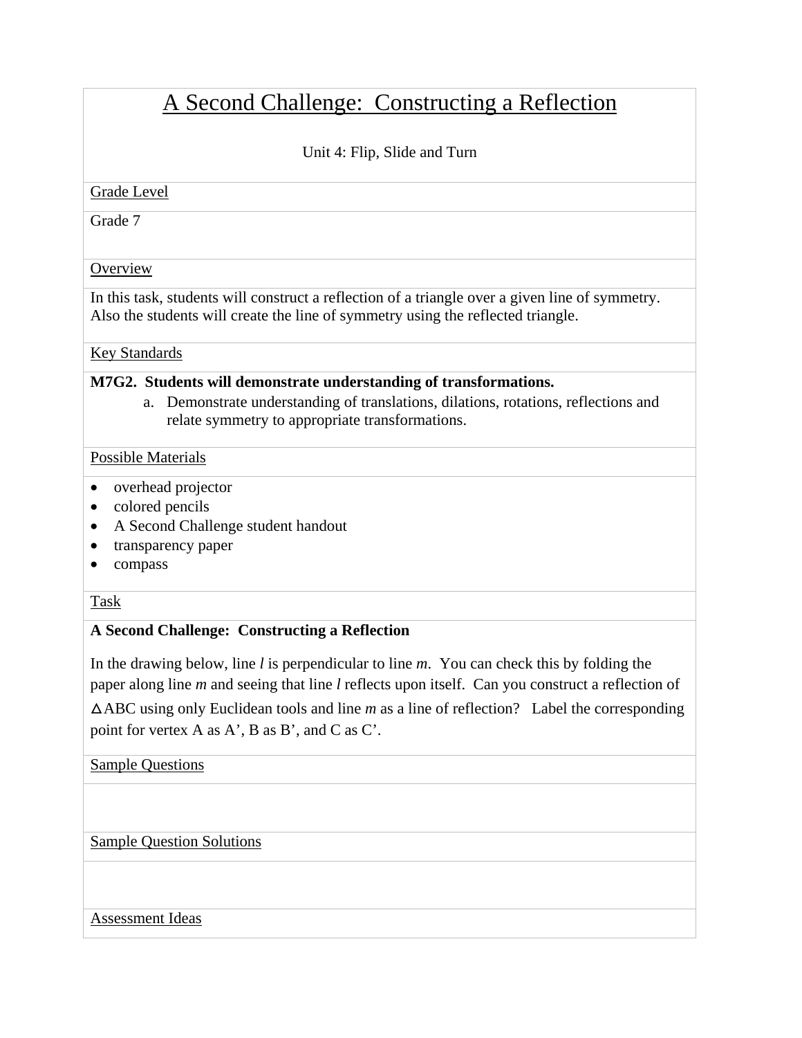# A Second Challenge: Constructing a Reflection

Unit 4: Flip, Slide and Turn

Grade Level

Grade 7

Overview

In this task, students will construct a reflection of a triangle over a given line of symmetry. Also the students will create the line of symmetry using the reflected triangle.

Key Standards

**M7G2. Students will demonstrate understanding of transformations.**

a. Demonstrate understanding of translations, dilations, rotations, reflections and relate symmetry to appropriate transformations.

Possible Materials

- overhead projector
- colored pencils
- A Second Challenge student handout
- transparency paper
- compass

Task

**A Second Challenge: Constructing a Reflection**

In the drawing below, line *l* is perpendicular to line *m*. You can check this by folding the paper along line *m* and seeing that line *l* reflects upon itself. Can you construct a reflection of $\Delta$ABC using only Euclidean tools and line *m* as a line of reflection? Label the corresponding point for vertex A as A', B as B', and C as C'.

Sample Questions

Sample Question Solutions

Assessment Ideas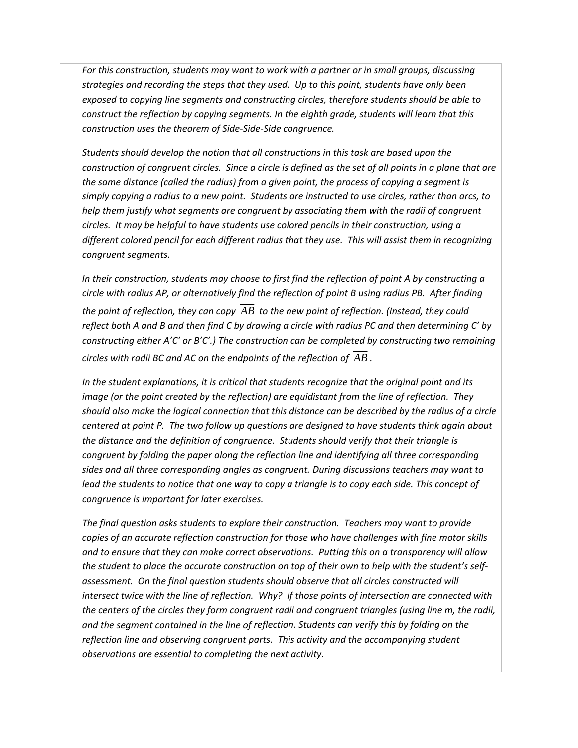*For this construction, students may want to work with a partner or in small groups, discussing strategies and recording the steps that they used. Up to this point, students have only been exposed to copying line segments and constructing circles, therefore students should be able to construct the reflection by copying segments. In the eighth grade, students will learn that this construction uses the theorem of Side-Side-Side congruence.*

*Students should develop the notion that all constructions in this task are based upon the construction of congruent circles. Since a circle is defined as the set of all points in a plane that are the same distance (called the radius) from a given point, the process of copying a segment is simply copying a radius to a new point. Students are instructed to use circles, rather than arcs, to help them justify what segments are congruent by associating them with the radii of congruent circles. It may be helpful to have students use colored pencils in their construction, using a different colored pencil for each different radius that they use. This will assist them in recognizing congruent segments.*

*In their construction, students may choose to first find the reflection of point A by constructing a circle with radius AP, or alternatively find the reflection of point B using radius PB. After finding the point of reflection, they can copy $\overline{AB}$ to the new point of reflection. (Instead, they could reflect both A and B and then find C by drawing a circle with radius PC and then determining C' by constructing either A'C' or B'C'.) The construction can be completed by constructing two remaining circles with radii BC and AC on the endpoints of the reflection of $\overline{AB}$.*

*In the student explanations, it is critical that students recognize that the original point and its image (or the point created by the reflection) are equidistant from the line of reflection. They should also make the logical connection that this distance can be described by the radius of a circle centered at point P. The two follow up questions are designed to have students think again about the distance and the definition of congruence. Students should verify that their triangle is congruent by folding the paper along the reflection line and identifying all three corresponding sides and all three corresponding angles as congruent. During discussions teachers may want to lead the students to notice that one way to copy a triangle is to copy each side. This concept of congruence is important for later exercises.*

*The final question asks students to explore their construction. Teachers may want to provide copies of an accurate reflection construction for those who have challenges with fine motor skills and to ensure that they can make correct observations. Putting this on a transparency will allow the student to place the accurate construction on top of their own to help with the student's self-assessment. On the final question students should observe that all circles constructed will intersect twice with the line of reflection. Why? If those points of intersection are connected with the centers of the circles they form congruent radii and congruent triangles (using line m, the radii, and the segment contained in the line of reflection. Students can verify this by folding on the reflection line and observing congruent parts. This activity and the accompanying student observations are essential to completing the next activity.*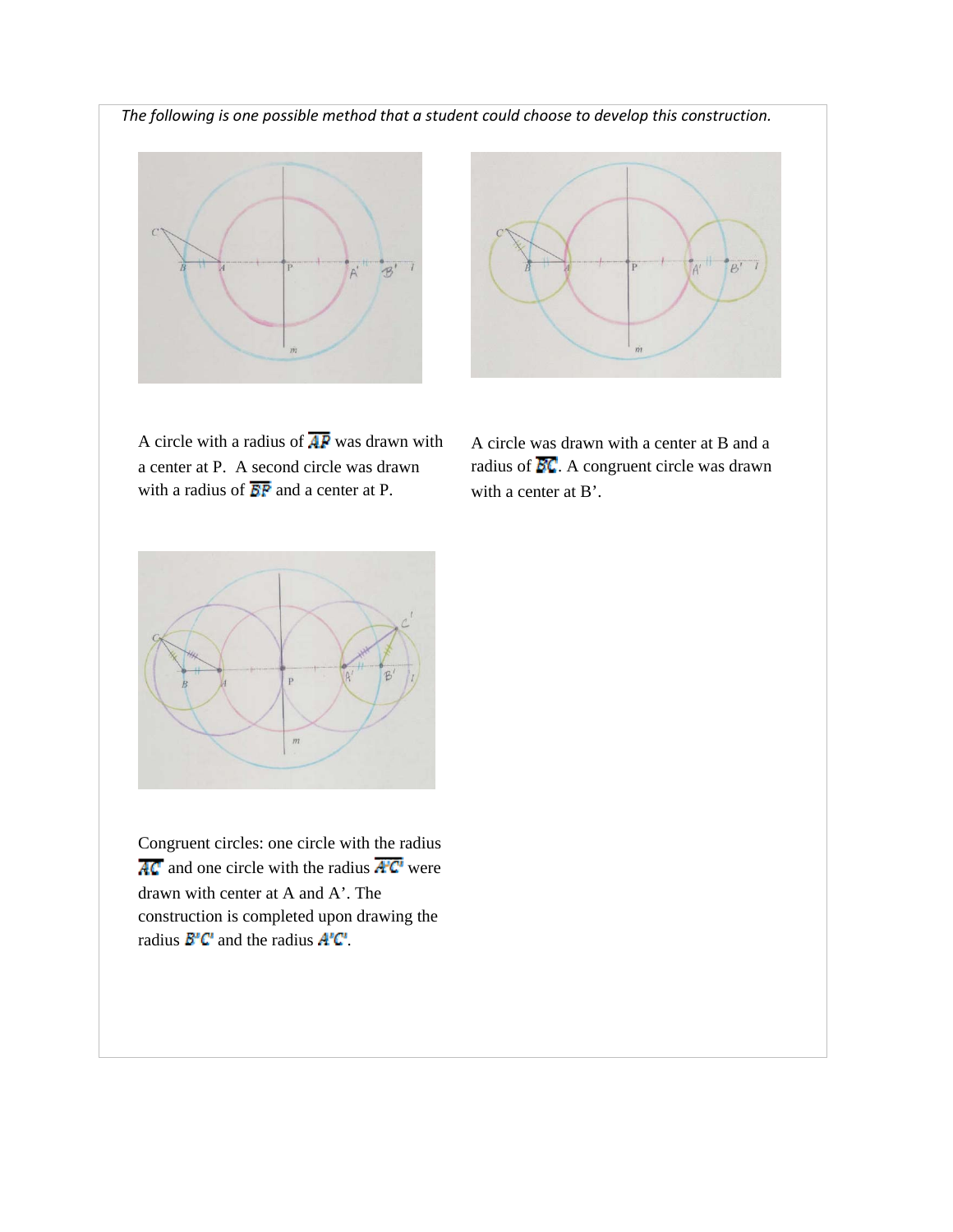*The following is one possible method that a student could choose to develop this construction.*

A circle with a radius of $\overline{AP}$ was drawn with a center at P. A second circle was drawn with a radius of $\overline{BP}$ and a center at P.

A circle was drawn with a center at B and a radius of $\overline{BC}$. A congruent circle was drawn with a center at B'.

Congruent circles: one circle with the radius $\overline{AC}$ and one circle with the radius $\overline{A'C'}$ were drawn with center at A and A'. The construction is completed upon drawing the radius $\overline{B'C'}$ and the radius $\overline{A'C'}$.